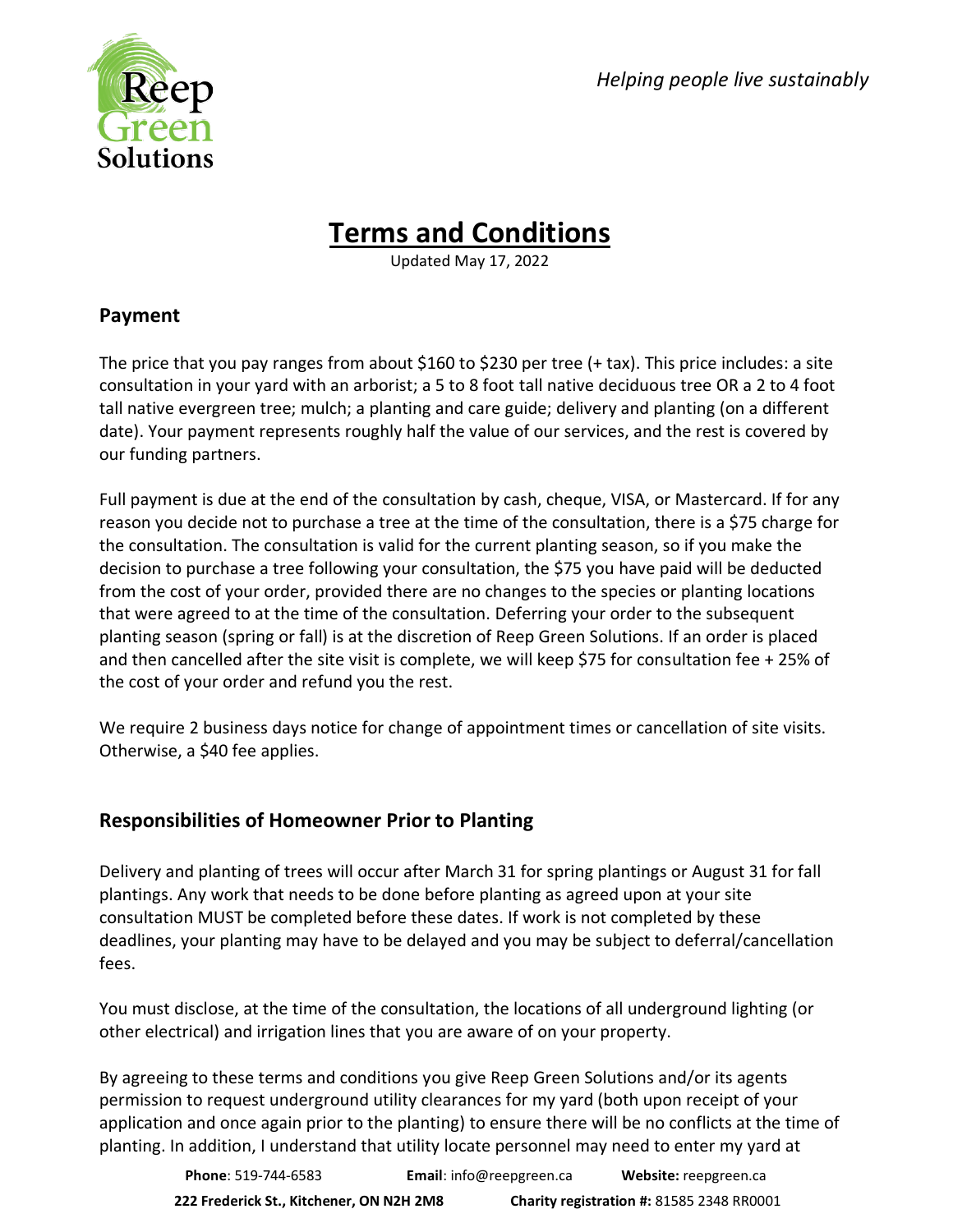*Helping people live sustainably*

# Terms and Conditions

Updated May 17, 2022

## Payment

The price that you pay ranges from about $160 to $230 per tree (+ tax). This price includes: a site consultation in your yard with an arborist; a 5 to 8 foot tall native deciduous tree OR a 2 to 4 foot tall native evergreen tree; mulch; a planting and care guide; delivery and planting (on a different date). Your payment represents roughly half the value of our services, and the rest is covered by our funding partners.

Full payment is due at the end of the consultation by cash, cheque, VISA, or Mastercard. If for any reason you decide not to purchase a tree at the time of the consultation, there is a $75 charge for the consultation. The consultation is valid for the current planting season, so if you make the decision to purchase a tree following your consultation, the $75 you have paid will be deducted from the cost of your order, provided there are no changes to the species or planting locations that were agreed to at the time of the consultation. Deferring your order to the subsequent planting season (spring or fall) is at the discretion of Reep Green Solutions. If an order is placed and then cancelled after the site visit is complete, we will keep $75 for consultation fee + 25% of the cost of your order and refund you the rest.

We require 2 business days notice for change of appointment times or cancellation of site visits. Otherwise, a $40 fee applies.

## Responsibilities of Homeowner Prior to Planting

Delivery and planting of trees will occur after March 31 for spring plantings or August 31 for fall plantings. Any work that needs to be done before planting as agreed upon at your site consultation MUST be completed before these dates. If work is not completed by these deadlines, your planting may have to be delayed and you may be subject to deferral/cancellation fees.

You must disclose, at the time of the consultation, the locations of all underground lighting (or other electrical) and irrigation lines that you are aware of on your property.

By agreeing to these terms and conditions you give Reep Green Solutions and/or its agents permission to request underground utility clearances for my yard (both upon receipt of your application and once again prior to the planting) to ensure there will be no conflicts at the time of planting. In addition, I understand that utility locate personnel may need to enter my yard at

**Phone**: 519-744-6583 **Email**: info@reepgreen.ca **Website:** reepgreen.ca

**222 Frederick St., Kitchener, ON N2H 2M8** **Charity registration #:** 81585 2348 RR0001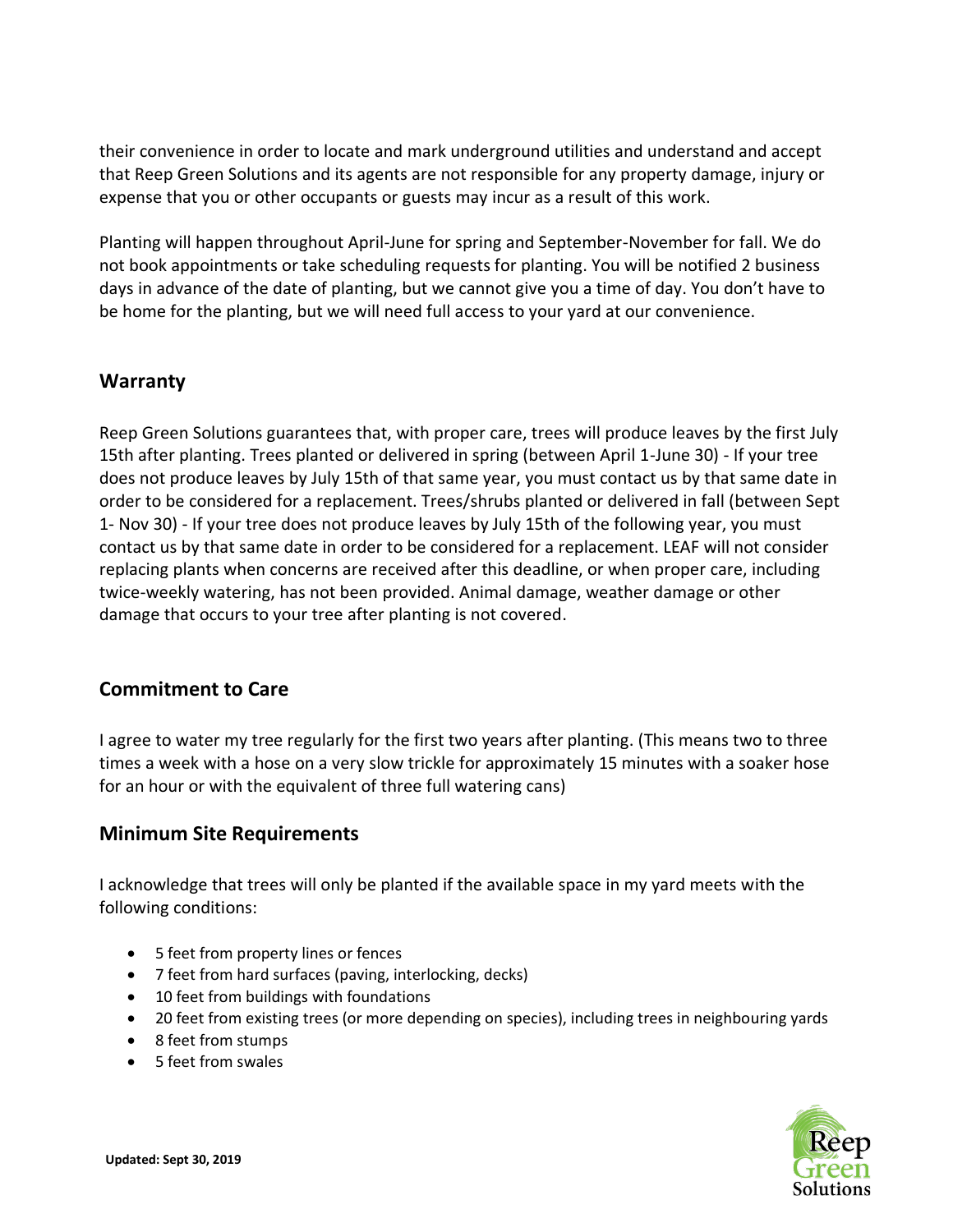their convenience in order to locate and mark underground utilities and understand and accept that Reep Green Solutions and its agents are not responsible for any property damage, injury or expense that you or other occupants or guests may incur as a result of this work.

Planting will happen throughout April-June for spring and September-November for fall. We do not book appointments or take scheduling requests for planting. You will be notified 2 business days in advance of the date of planting, but we cannot give you a time of day. You don't have to be home for the planting, but we will need full access to your yard at our convenience.

## Warranty

Reep Green Solutions guarantees that, with proper care, trees will produce leaves by the first July 15th after planting. Trees planted or delivered in spring (between April 1-June 30) - If your tree does not produce leaves by July 15th of that same year, you must contact us by that same date in order to be considered for a replacement. Trees/shrubs planted or delivered in fall (between Sept 1- Nov 30) - If your tree does not produce leaves by July 15th of the following year, you must contact us by that same date in order to be considered for a replacement. LEAF will not consider replacing plants when concerns are received after this deadline, or when proper care, including twice-weekly watering, has not been provided. Animal damage, weather damage or other damage that occurs to your tree after planting is not covered.

## Commitment to Care

I agree to water my tree regularly for the first two years after planting. (This means two to three times a week with a hose on a very slow trickle for approximately 15 minutes with a soaker hose for an hour or with the equivalent of three full watering cans)

## Minimum Site Requirements

I acknowledge that trees will only be planted if the available space in my yard meets with the following conditions:

- 5 feet from property lines or fences
- 7 feet from hard surfaces (paving, interlocking, decks)
- 10 feet from buildings with foundations
- 20 feet from existing trees (or more depending on species), including trees in neighbouring yards
- 8 feet from stumps
- 5 feet from swales

**Updated: Sept 30, 2019**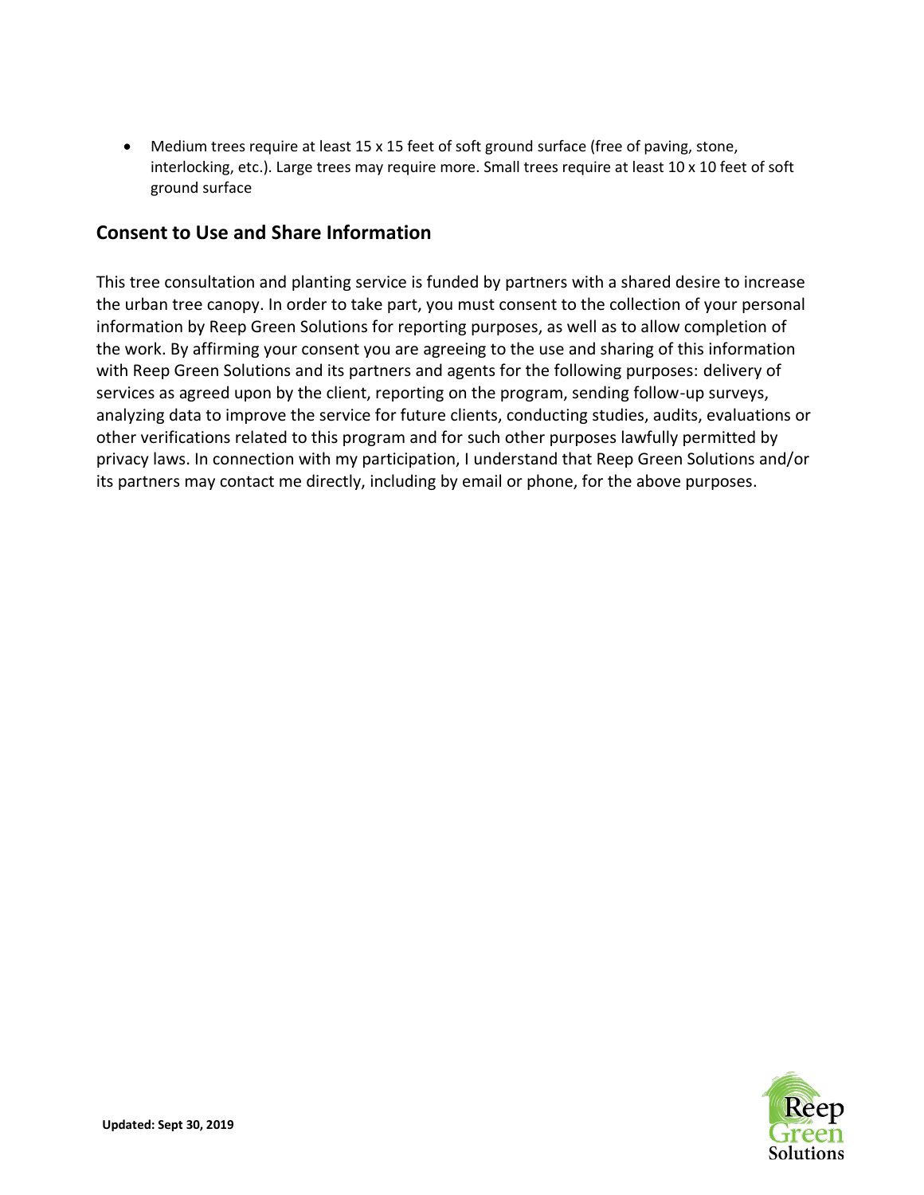- Medium trees require at least 15 x 15 feet of soft ground surface (free of paving, stone, interlocking, etc.). Large trees may require more. Small trees require at least 10 x 10 feet of soft ground surface

## Consent to Use and Share Information

This tree consultation and planting service is funded by partners with a shared desire to increase the urban tree canopy. In order to take part, you must consent to the collection of your personal information by Reep Green Solutions for reporting purposes, as well as to allow completion of the work. By affirming your consent you are agreeing to the use and sharing of this information with Reep Green Solutions and its partners and agents for the following purposes: delivery of services as agreed upon by the client, reporting on the program, sending follow-up surveys, analyzing data to improve the service for future clients, conducting studies, audits, evaluations or other verifications related to this program and for such other purposes lawfully permitted by privacy laws. In connection with my participation, I understand that Reep Green Solutions and/or its partners may contact me directly, including by email or phone, for the above purposes.

**Updated: Sept 30, 2019**

Reep Green Solutions